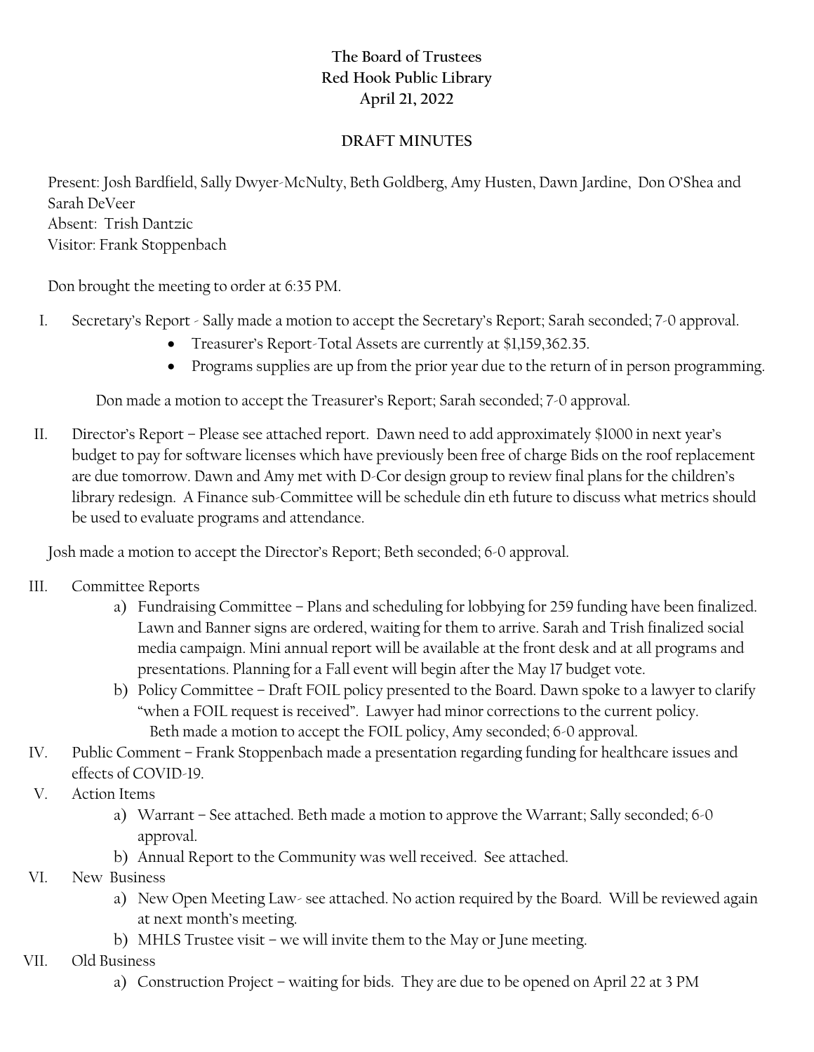**The Board of Trustees**
**Red Hook Public Library**
**April 21, 2022**

**DRAFT MINUTES**

Present: Josh Bardfield, Sally Dwyer-McNulty, Beth Goldberg, Amy Husten, Dawn Jardine, Don O'Shea and Sarah DeVeer
Absent: Trish Dantzic
Visitor: Frank Stoppenbach

Don brought the meeting to order at 6:35 PM.

I. Secretary's Report - Sally made a motion to accept the Secretary's Report; Sarah seconded; 7-0 approval.
   - Treasurer's Report-Total Assets are currently at $1,159,362.35.
   - Programs supplies are up from the prior year due to the return of in person programming.

   Don made a motion to accept the Treasurer's Report; Sarah seconded; 7-0 approval.

II. Director's Report – Please see attached report. Dawn need to add approximately $1000 in next year's budget to pay for software licenses which have previously been free of charge Bids on the roof replacement are due tomorrow. Dawn and Amy met with D-Cor design group to review final plans for the children's library redesign. A Finance sub-Committee will be schedule din eth future to discuss what metrics should be used to evaluate programs and attendance.

Josh made a motion to accept the Director's Report; Beth seconded; 6-0 approval.

III. Committee Reports
   a) Fundraising Committee – Plans and scheduling for lobbying for 259 funding have been finalized. Lawn and Banner signs are ordered, waiting for them to arrive. Sarah and Trish finalized social media campaign. Mini annual report will be available at the front desk and at all programs and presentations. Planning for a Fall event will begin after the May 17 budget vote.
   b) Policy Committee – Draft FOIL policy presented to the Board. Dawn spoke to a lawyer to clarify "when a FOIL request is received". Lawyer had minor corrections to the current policy.
      Beth made a motion to accept the FOIL policy, Amy seconded; 6-0 approval.

IV. Public Comment – Frank Stoppenbach made a presentation regarding funding for healthcare issues and effects of COVID-19.

V. Action Items
   a) Warrant – See attached. Beth made a motion to approve the Warrant; Sally seconded; 6-0 approval.
   b) Annual Report to the Community was well received. See attached.

VI. New Business
   a) New Open Meeting Law- see attached. No action required by the Board. Will be reviewed again at next month's meeting.
   b) MHLS Trustee visit – we will invite them to the May or June meeting.

VII. Old Business
   a) Construction Project – waiting for bids. They are due to be opened on April 22 at 3 PM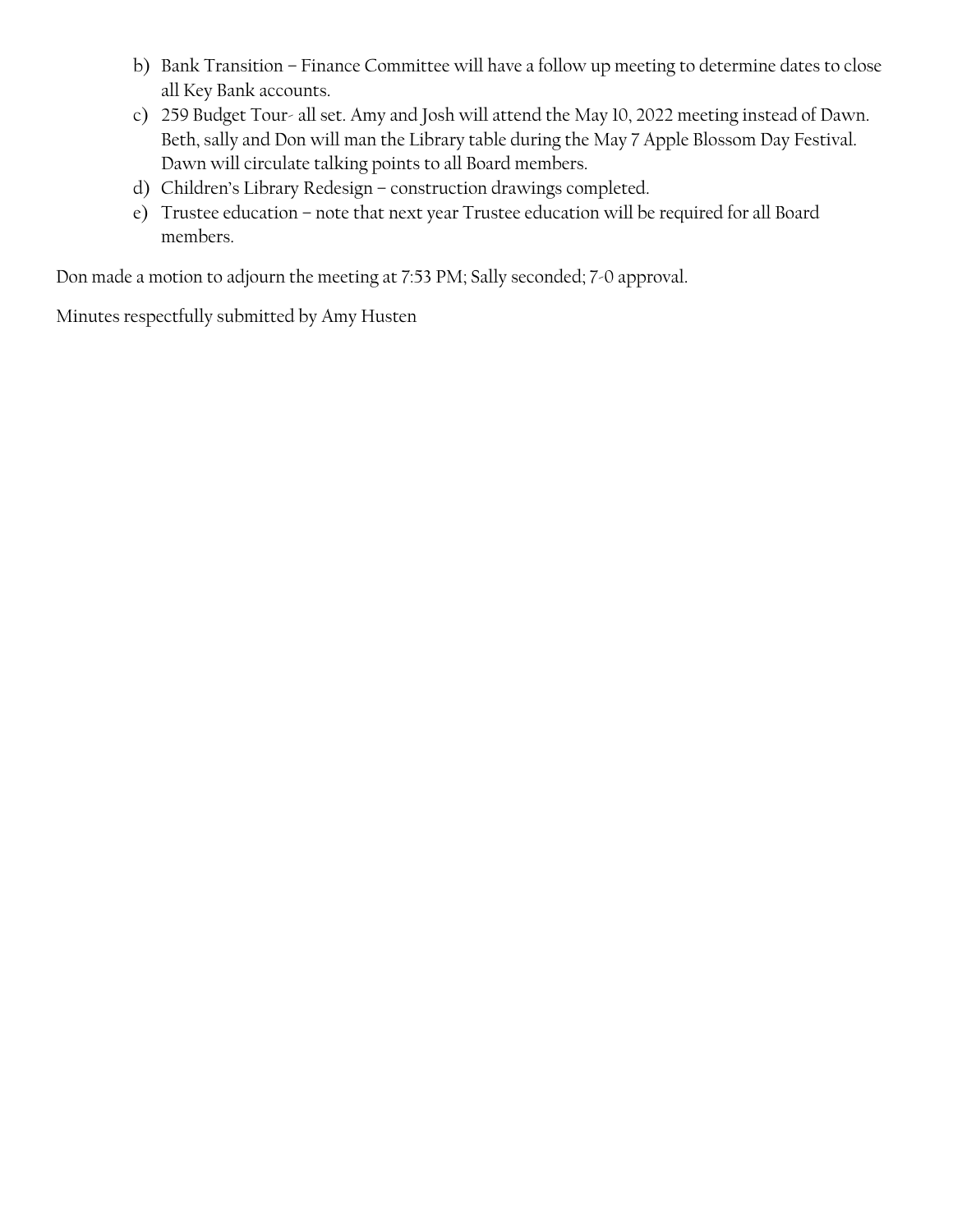b) Bank Transition – Finance Committee will have a follow up meeting to determine dates to close all Key Bank accounts.
c) 259 Budget Tour- all set. Amy and Josh will attend the May 10, 2022 meeting instead of Dawn. Beth, sally and Don will man the Library table during the May 7 Apple Blossom Day Festival. Dawn will circulate talking points to all Board members.
d) Children's Library Redesign – construction drawings completed.
e) Trustee education – note that next year Trustee education will be required for all Board members.

Don made a motion to adjourn the meeting at 7:53 PM; Sally seconded; 7-0 approval.

Minutes respectfully submitted by Amy Husten